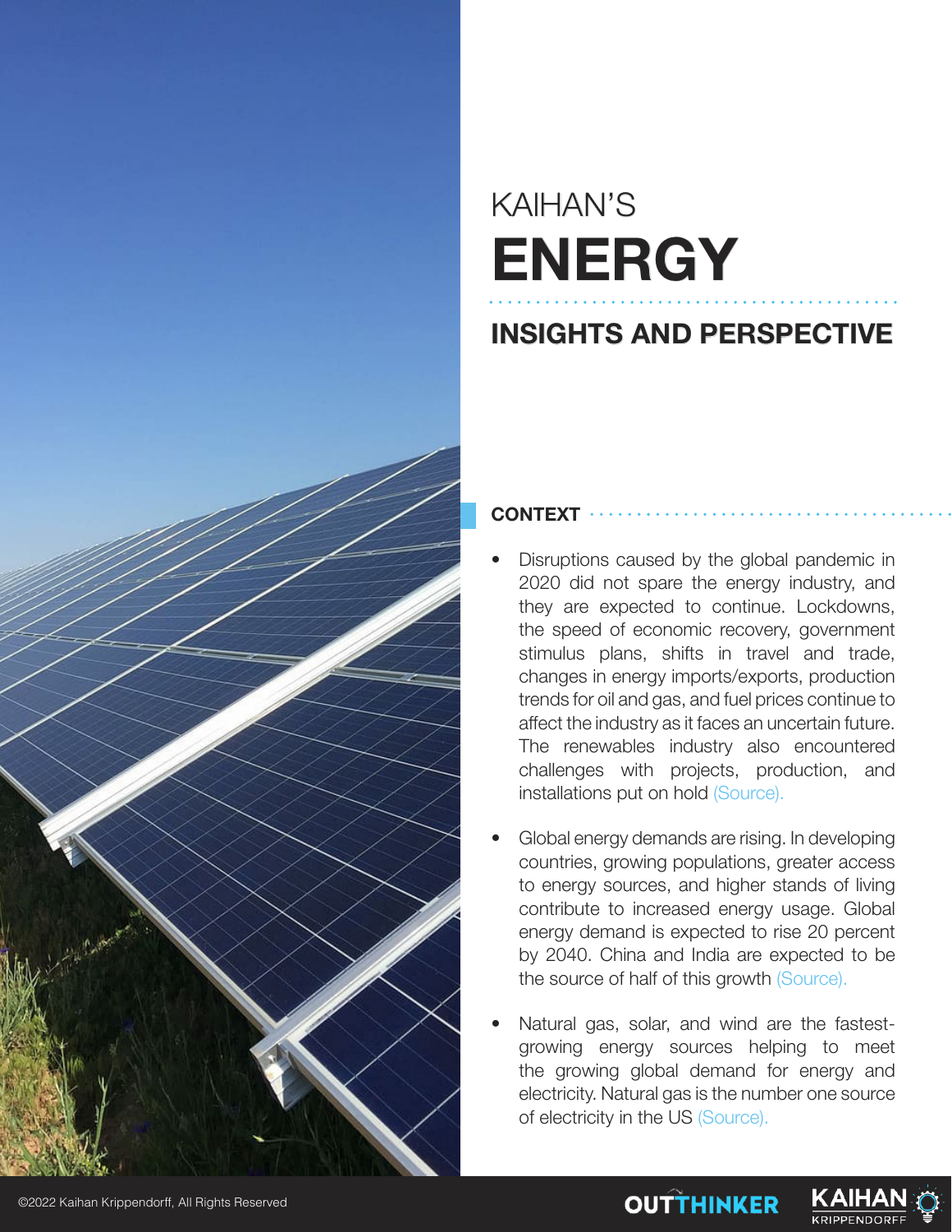KAIHAN'S

# ENERGY

## INSIGHTS AND PERSPECTIVE

### CONTEXT

- Disruptions caused by the global pandemic in 2020 did not spare the energy industry, and they are expected to continue. Lockdowns, the speed of economic recovery, government stimulus plans, shifts in travel and trade, changes in energy imports/exports, production trends for oil and gas, and fuel prices continue to affect the industry as it faces an uncertain future. The renewables industry also encountered challenges with projects, production, and installations put on hold (Source).

- Global energy demands are rising. In developing countries, growing populations, greater access to energy sources, and higher stands of living contribute to increased energy usage. Global energy demand is expected to rise 20 percent by 2040. China and India are expected to be the source of half of this growth (Source).

- Natural gas, solar, and wind are the fastest-growing energy sources helping to meet the growing global demand for energy and electricity. Natural gas is the number one source of electricity in the US (Source).

©2022 Kaihan Krippendorff, All Rights Reserved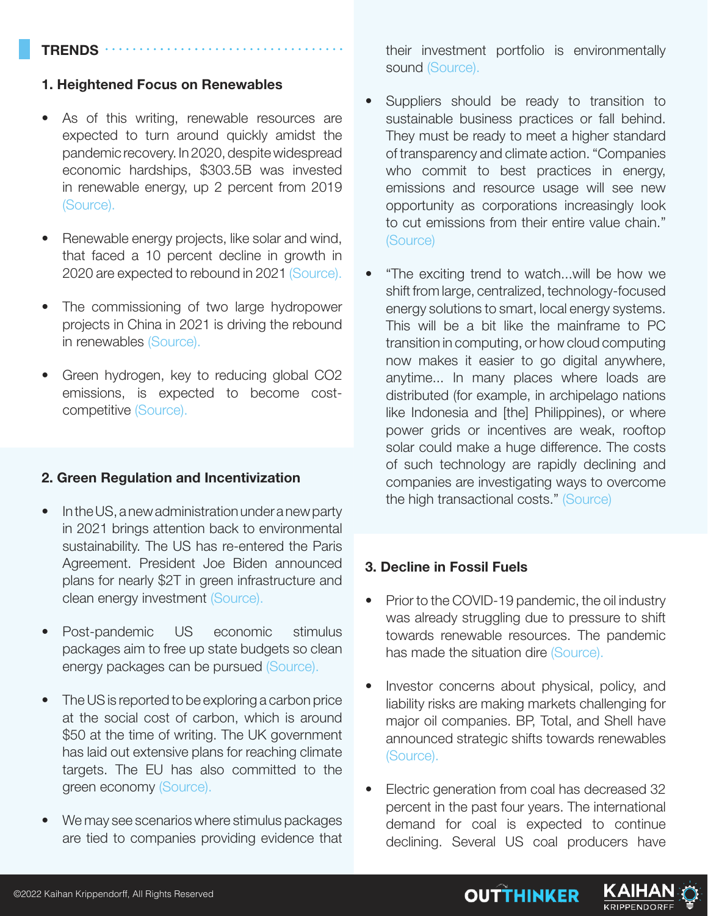## TRENDS

### 1. Heightened Focus on Renewables

- As of this writing, renewable resources are expected to turn around quickly amidst the pandemic recovery. In 2020, despite widespread economic hardships, $303.5B was invested in renewable energy, up 2 percent from 2019 (Source).
- Renewable energy projects, like solar and wind, that faced a 10 percent decline in growth in 2020 are expected to rebound in 2021 (Source).
- The commissioning of two large hydropower projects in China in 2021 is driving the rebound in renewables (Source).
- Green hydrogen, key to reducing global $CO_2$ emissions, is expected to become cost-competitive (Source).

### 2. Green Regulation and Incentivization

- In the US, a new administration under a new party in 2021 brings attention back to environmental sustainability. The US has re-entered the Paris Agreement. President Joe Biden announced plans for nearly $2T in green infrastructure and clean energy investment (Source).
- Post-pandemic US economic stimulus packages aim to free up state budgets so clean energy packages can be pursued (Source).
- The US is reported to be exploring a carbon price at the social cost of carbon, which is around $50 at the time of writing. The UK government has laid out extensive plans for reaching climate targets. The EU has also committed to the green economy (Source).
- We may see scenarios where stimulus packages are tied to companies providing evidence that their investment portfolio is environmentally sound (Source).
- Suppliers should be ready to transition to sustainable business practices or fall behind. They must be ready to meet a higher standard of transparency and climate action. "Companies who commit to best practices in energy, emissions and resource usage will see new opportunity as corporations increasingly look to cut emissions from their entire value chain." (Source)
- "The exciting trend to watch...will be how we shift from large, centralized, technology-focused energy solutions to smart, local energy systems. This will be a bit like the mainframe to PC transition in computing, or how cloud computing now makes it easier to go digital anywhere, anytime... In many places where loads are distributed (for example, in archipelago nations like Indonesia and [the] Philippines), or where power grids or incentives are weak, rooftop solar could make a huge difference. The costs of such technology are rapidly declining and companies are investigating ways to overcome the high transactional costs." (Source)

### 3. Decline in Fossil Fuels

- Prior to the COVID-19 pandemic, the oil industry was already struggling due to pressure to shift towards renewable resources. The pandemic has made the situation dire (Source).
- Investor concerns about physical, policy, and liability risks are making markets challenging for major oil companies. BP, Total, and Shell have announced strategic shifts towards renewables (Source).
- Electric generation from coal has decreased 32 percent in the past four years. The international demand for coal is expected to continue declining. Several US coal producers have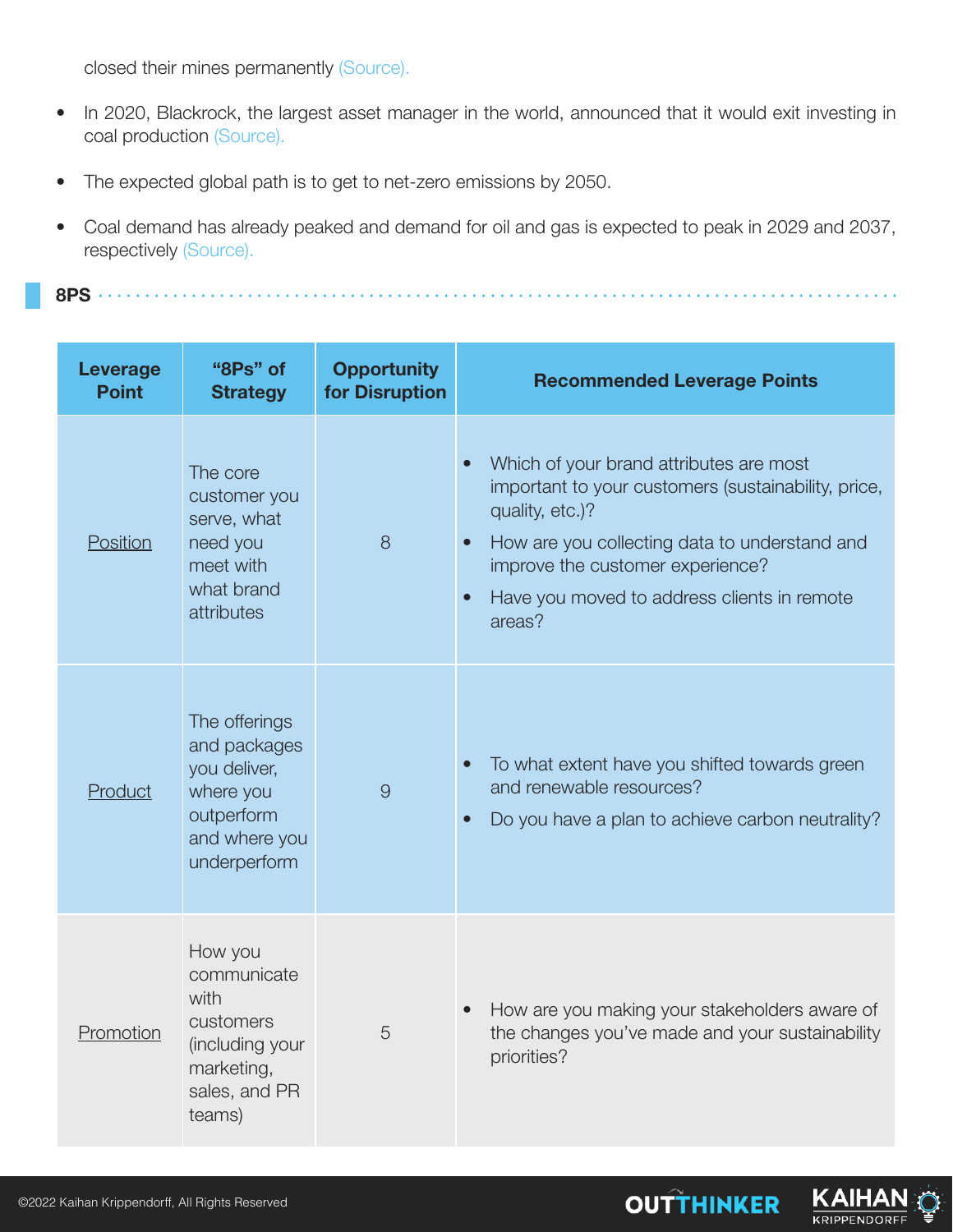closed their mines permanently (Source).

- In 2020, Blackrock, the largest asset manager in the world, announced that it would exit investing in coal production (Source).
- The expected global path is to get to net-zero emissions by 2050.
- Coal demand has already peaked and demand for oil and gas is expected to peak in 2029 and 2037, respectively (Source).

## 8PS

| Leverage Point | "8Ps" of Strategy | Opportunity for Disruption | Recommended Leverage Points |
|---|---|---|---|
| Position | The core customer you serve, what need you meet with what brand attributes | 8 | • Which of your brand attributes are most important to your customers (sustainability, price, quality, etc.)? • How are you collecting data to understand and improve the customer experience? • Have you moved to address clients in remote areas? |
| Product | The offerings and packages you deliver, where you outperform and where you underperform | 9 | • To what extent have you shifted towards green and renewable resources? • Do you have a plan to achieve carbon neutrality? |
| Promotion | How you communicate with customers (including your marketing, sales, and PR teams) | 5 | • How are you making your stakeholders aware of the changes you've made and your sustainability priorities? |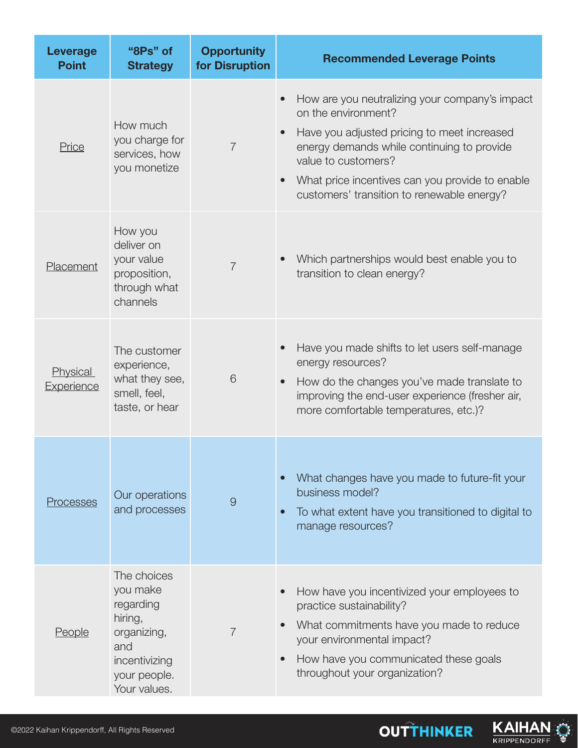| Leverage Point | "8Ps" of Strategy | Opportunity for Disruption | Recommended Leverage Points |
| --- | --- | --- | --- |
| Price | How much you charge for services, how you monetize | 7 | • How are you neutralizing your company's impact on the environment?<br>• Have you adjusted pricing to meet increased energy demands while continuing to provide value to customers?<br>• What price incentives can you provide to enable customers' transition to renewable energy? |
| Placement | How you deliver on your value proposition, through what channels | 7 | • Which partnerships would best enable you to transition to clean energy? |
| Physical Experience | The customer experience, what they see, smell, feel, taste, or hear | 6 | • Have you made shifts to let users self-manage energy resources?<br>• How do the changes you've made translate to improving the end-user experience (fresher air, more comfortable temperatures, etc.)? |
| Processes | Our operations and processes | 9 | • What changes have you made to future-fit your business model?<br>• To what extent have you transitioned to digital to manage resources? |
| People | The choices you make regarding hiring, organizing, and incentivizing your people. Your values. | 7 | • How have you incentivized your employees to practice sustainability?<br>• What commitments have you made to reduce your environmental impact?<br>• How have you communicated these goals throughout your organization? |

©2022 Kaihan Krippendorff, All Rights Reserved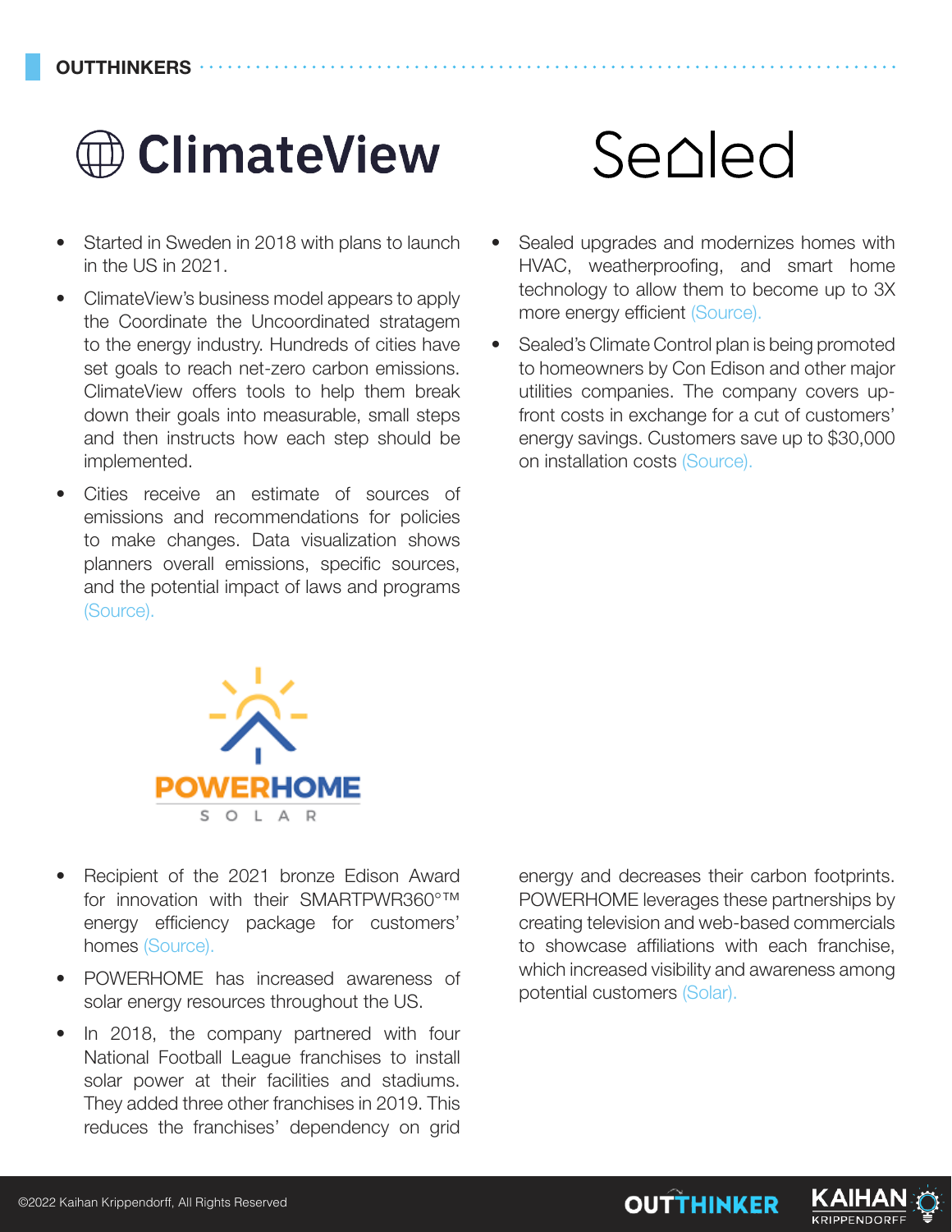## ClimateView

- Started in Sweden in 2018 with plans to launch in the US in 2021.
- ClimateView's business model appears to apply the Coordinate the Uncoordinated stratagem to the energy industry. Hundreds of cities have set goals to reach net-zero carbon emissions. ClimateView offers tools to help them break down their goals into measurable, small steps and then instructs how each step should be implemented.
- Cities receive an estimate of sources of emissions and recommendations for policies to make changes. Data visualization shows planners overall emissions, specific sources, and the potential impact of laws and programs (Source).

## Sealed

- Sealed upgrades and modernizes homes with HVAC, weatherproofing, and smart home technology to allow them to become up to 3X more energy efficient (Source).
- Sealed's Climate Control plan is being promoted to homeowners by Con Edison and other major utilities companies. The company covers up-front costs in exchange for a cut of customers' energy savings. Customers save up to $30,000 on installation costs (Source).

## POWERHOME SOLAR

- Recipient of the 2021 bronze Edison Award for innovation with their SMARTPWR360°™ energy efficiency package for customers' homes (Source).
- POWERHOME has increased awareness of solar energy resources throughout the US.
- In 2018, the company partnered with four National Football League franchises to install solar power at their facilities and stadiums. They added three other franchises in 2019. This reduces the franchises' dependency on grid energy and decreases their carbon footprints. POWERHOME leverages these partnerships by creating television and web-based commercials to showcase affiliations with each franchise, which increased visibility and awareness among potential customers (Solar).